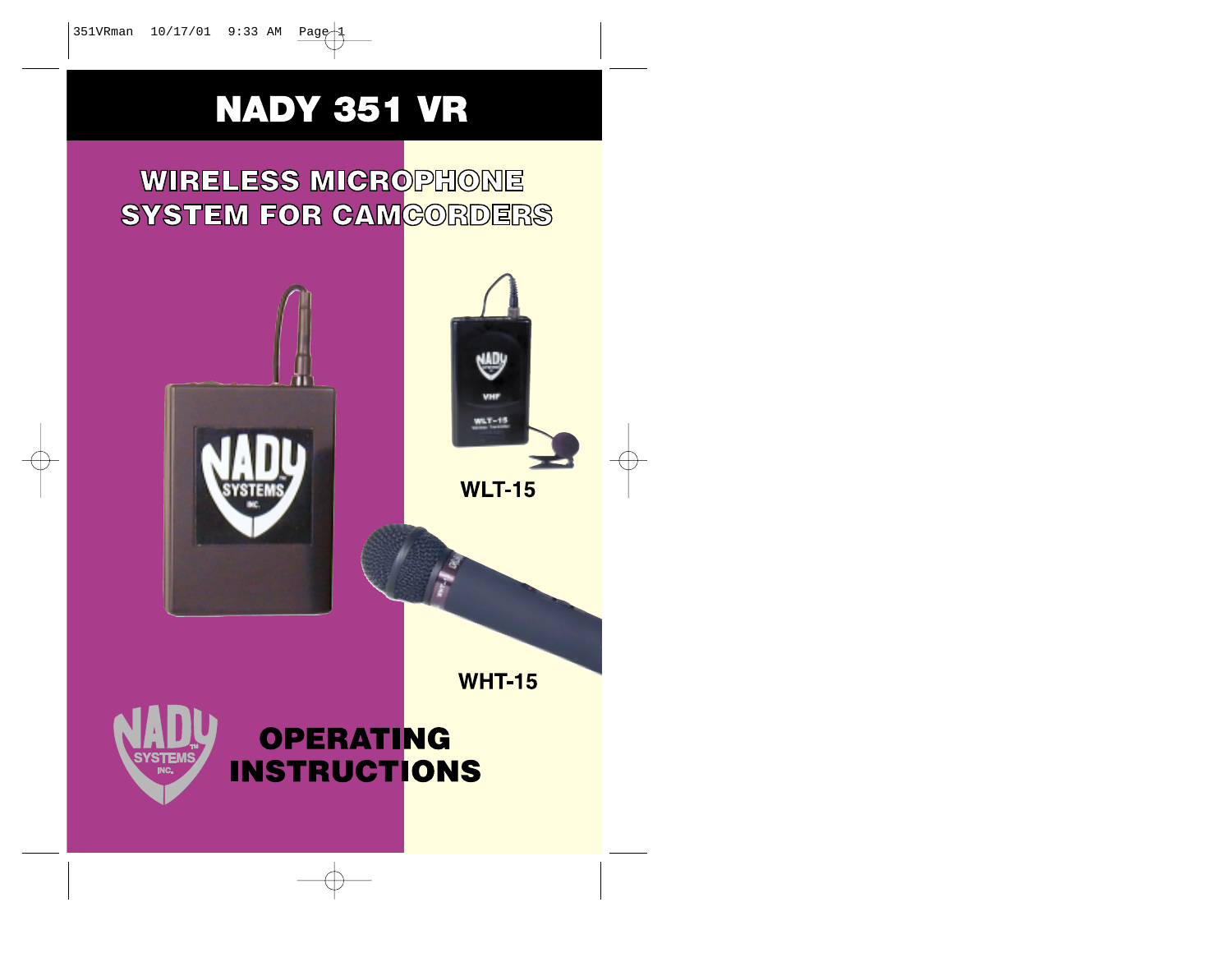# NADY 351 VR

## WIRELESS MICROPHONE SYSTEM FOR CAMCORDERS

WLT-15

WHT-15

## OPERATING INSTRUCTIONS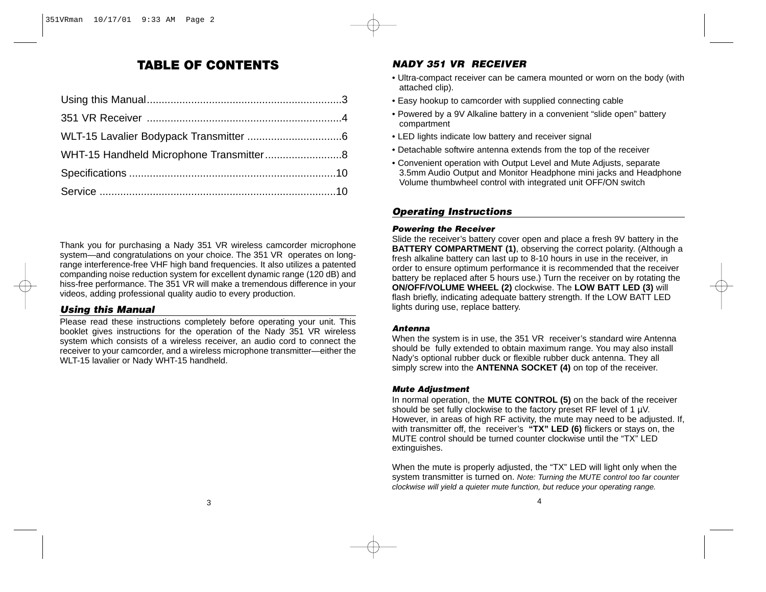# TABLE OF CONTENTS

| | |
|---|---|
| Using this Manual | 3 |
| 351 VR Receiver | 4 |
| WLT-15 Lavalier Bodypack Transmitter | 6 |
| WHT-15 Handheld Microphone Transmitter | 8 |
| Specifications | 10 |
| Service | 10 |

Thank you for purchasing a Nady 351 VR wireless camcorder microphone system—and congratulations on your choice. The 351 VR operates on long-range interference-free VHF high band frequencies. It also utilizes a patented companding noise reduction system for excellent dynamic range (120 dB) and hiss-free performance. The 351 VR will make a tremendous difference in your videos, adding professional quality audio to every production.

## *Using this Manual*

Please read these instructions completely before operating your unit. This booklet gives instructions for the operation of the Nady 351 VR wireless system which consists of a wireless receiver, an audio cord to connect the receiver to your camcorder, and a wireless microphone transmitter—either the WLT-15 lavalier or Nady WHT-15 handheld.

## *NADY 351 VR RECEIVER*

- Ultra-compact receiver can be camera mounted or worn on the body (with attached clip).
- Easy hookup to camcorder with supplied connecting cable
- Powered by a 9V Alkaline battery in a convenient “slide open” battery compartment
- LED lights indicate low battery and receiver signal
- Detachable softwire antenna extends from the top of the receiver
- Convenient operation with Output Level and Mute Adjusts, separate 3.5mm Audio Output and Monitor Headphone mini jacks and Headphone Volume thumbwheel control with integrated unit OFF/ON switch

## *Operating Instructions*

### *Powering the Receiver*

Slide the receiver’s battery cover open and place a fresh 9V battery in the **BATTERY COMPARTMENT (1)**, observing the correct polarity. (Although a fresh alkaline battery can last up to 8-10 hours in use in the receiver, in order to ensure optimum performance it is recommended that the receiver battery be replaced after 5 hours use.) Turn the receiver on by rotating the **ON/OFF/VOLUME WHEEL (2)** clockwise. The **LOW BATT LED (3)** will flash briefly, indicating adequate battery strength. If the LOW BATT LED lights during use, replace battery.

### *Antenna*

When the system is in use, the 351 VR receiver’s standard wire Antenna should be fully extended to obtain maximum range. You may also install Nady’s optional rubber duck or flexible rubber duck antenna. They all simply screw into the **ANTENNA SOCKET (4)** on top of the receiver.

### *Mute Adjustment*

In normal operation, the **MUTE CONTROL (5)** on the back of the receiver should be set fully clockwise to the factory preset RF level of 1 µV. However, in areas of high RF activity, the mute may need to be adjusted. If, with transmitter off, the receiver’s **“TX” LED (6)** flickers or stays on, the MUTE control should be turned counter clockwise until the “TX” LED extinguishes.

When the mute is properly adjusted, the “TX” LED will light only when the system transmitter is turned on. *Note: Turning the MUTE control too far counter clockwise will yield a quieter mute function, but reduce your operating range.*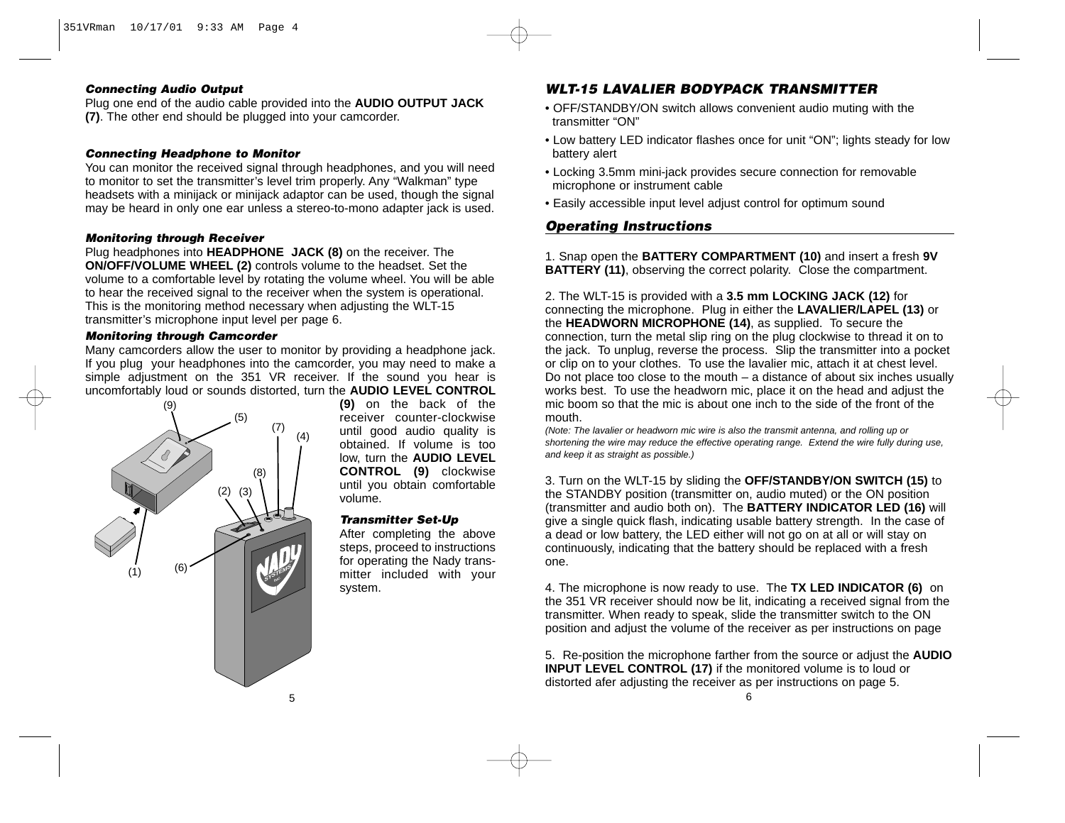#### *Connecting Audio Output*

Plug one end of the audio cable provided into the **AUDIO OUTPUT JACK (7)**. The other end should be plugged into your camcorder.

#### *Connecting Headphone to Monitor*

You can monitor the received signal through headphones, and you will need to monitor to set the transmitter's level trim properly. Any "Walkman" type headsets with a minijack or minijack adaptor can be used, though the signal may be heard in only one ear unless a stereo-to-mono adapter jack is used.

#### *Monitoring through Receiver*

Plug headphones into **HEADPHONE JACK (8)** on the receiver. The **ON/OFF/VOLUME WHEEL (2)** controls volume to the headset. Set the volume to a comfortable level by rotating the volume wheel. You will be able to hear the received signal to the receiver when the system is operational. This is the monitoring method necessary when adjusting the WLT-15 transmitter's microphone input level per page 6.

#### *Monitoring through Camcorder*

Many camcorders allow the user to monitor by providing a headphone jack. If you plug your headphones into the camcorder, you may need to make a simple adjustment on the 351 VR receiver. If the sound you hear is uncomfortably loud or sounds distorted, turn the **AUDIO LEVEL CONTROL (9)** on the back of the receiver counter-clockwise until good audio quality is obtained. If volume is too low, turn the **AUDIO LEVEL CONTROL (9)** clockwise until you obtain comfortable volume.

#### *Transmitter Set-Up*

After completing the above steps, proceed to instructions for operating the Nady transmitter included with your system.

### *WLT-15 LAVALIER BODYPACK TRANSMITTER*

- OFF/STANDBY/ON switch allows convenient audio muting with the transmitter "ON"
- Low battery LED indicator flashes once for unit "ON"; lights steady for low battery alert
- Locking 3.5mm mini-jack provides secure connection for removable microphone or instrument cable
- Easily accessible input level adjust control for optimum sound

### *Operating Instructions*

1. Snap open the **BATTERY COMPARTMENT (10)** and insert a fresh **9V BATTERY (11)**, observing the correct polarity. Close the compartment.

2. The WLT-15 is provided with a **3.5 mm LOCKING JACK (12)** for connecting the microphone. Plug in either the **LAVALIER/LAPEL (13)** or the **HEADWORN MICROPHONE (14)**, as supplied. To secure the connection, turn the metal slip ring on the plug clockwise to thread it on to the jack. To unplug, reverse the process. Slip the transmitter into a pocket or clip on to your clothes. To use the lavalier mic, attach it at chest level. Do not place too close to the mouth – a distance of about six inches usually works best. To use the headworn mic, place it on the head and adjust the mic boom so that the mic is about one inch to the side of the front of the mouth.

*(Note: The lavalier or headworn mic wire is also the transmit antenna, and rolling up or shortening the wire may reduce the effective operating range. Extend the wire fully during use, and keep it as straight as possible.)*

3. Turn on the WLT-15 by sliding the **OFF/STANDBY/ON SWITCH (15)** to the STANDBY position (transmitter on, audio muted) or the ON position (transmitter and audio both on). The **BATTERY INDICATOR LED (16)** will give a single quick flash, indicating usable battery strength. In the case of a dead or low battery, the LED either will not go on at all or will stay on continuously, indicating that the battery should be replaced with a fresh one.

4. The microphone is now ready to use. The **TX LED INDICATOR (6)** on the 351 VR receiver should now be lit, indicating a received signal from the transmitter. When ready to speak, slide the transmitter switch to the ON position and adjust the volume of the receiver as per instructions on page

5. Re-position the microphone farther from the source or adjust the **AUDIO INPUT LEVEL CONTROL (17)** if the monitored volume is to loud or distorted afer adjusting the receiver as per instructions on page 5.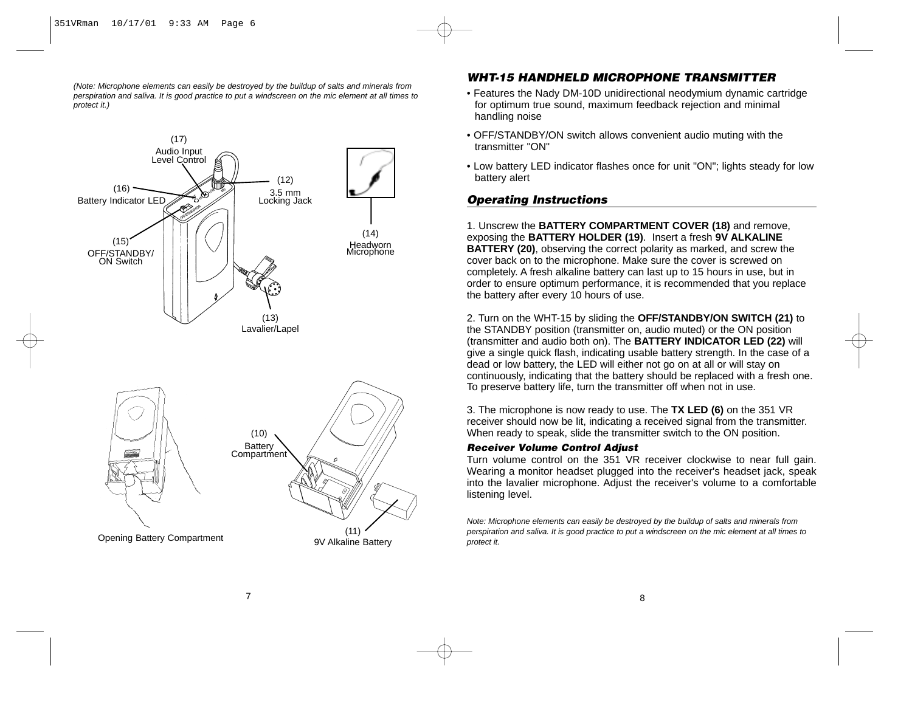*(Note: Microphone elements can easily be destroyed by the buildup of salts and minerals from perspiration and saliva. It is good practice to put a windscreen on the mic element at all times to protect it.)*

(17) Audio Input Level Control

(16) Battery Indicator LED

(12) 3.5 mm Locking Jack

(15) OFF/STANDBY/ ON Switch

(14) Headworn Microphone

(13) Lavalier/Lapel

(10) Battery Compartment

Opening Battery Compartment

(11) 9V Alkaline Battery

## *WHT-15 HANDHELD MICROPHONE TRANSMITTER*

- Features the Nady DM-10D unidirectional neodymium dynamic cartridge for optimum true sound, maximum feedback rejection and minimal handling noise
- OFF/STANDBY/ON switch allows convenient audio muting with the transmitter "ON"
- Low battery LED indicator flashes once for unit "ON"; lights steady for low battery alert

## *Operating Instructions*

1. Unscrew the **BATTERY COMPARTMENT COVER (18)** and remove, exposing the **BATTERY HOLDER (19)**. Insert a fresh **9V ALKALINE BATTERY (20)**, observing the correct polarity as marked, and screw the cover back on to the microphone. Make sure the cover is screwed on completely. A fresh alkaline battery can last up to 15 hours in use, but in order to ensure optimum performance, it is recommended that you replace the battery after every 10 hours of use.

2. Turn on the WHT-15 by sliding the **OFF/STANDBY/ON SWITCH (21)** to the STANDBY position (transmitter on, audio muted) or the ON position (transmitter and audio both on). The **BATTERY INDICATOR LED (22)** will give a single quick flash, indicating usable battery strength. In the case of a dead or low battery, the LED will either not go on at all or will stay on continuously, indicating that the battery should be replaced with a fresh one. To preserve battery life, turn the transmitter off when not in use.

3. The microphone is now ready to use. The **TX LED (6)** on the 351 VR receiver should now be lit, indicating a received signal from the transmitter. When ready to speak, slide the transmitter switch to the ON position.

### *Receiver Volume Control Adjust*

Turn volume control on the 351 VR receiver clockwise to near full gain. Wearing a monitor headset plugged into the receiver's headset jack, speak into the lavalier microphone. Adjust the receiver's volume to a comfortable listening level.

*Note: Microphone elements can easily be destroyed by the buildup of salts and minerals from perspiration and saliva. It is good practice to put a windscreen on the mic element at all times to protect it.*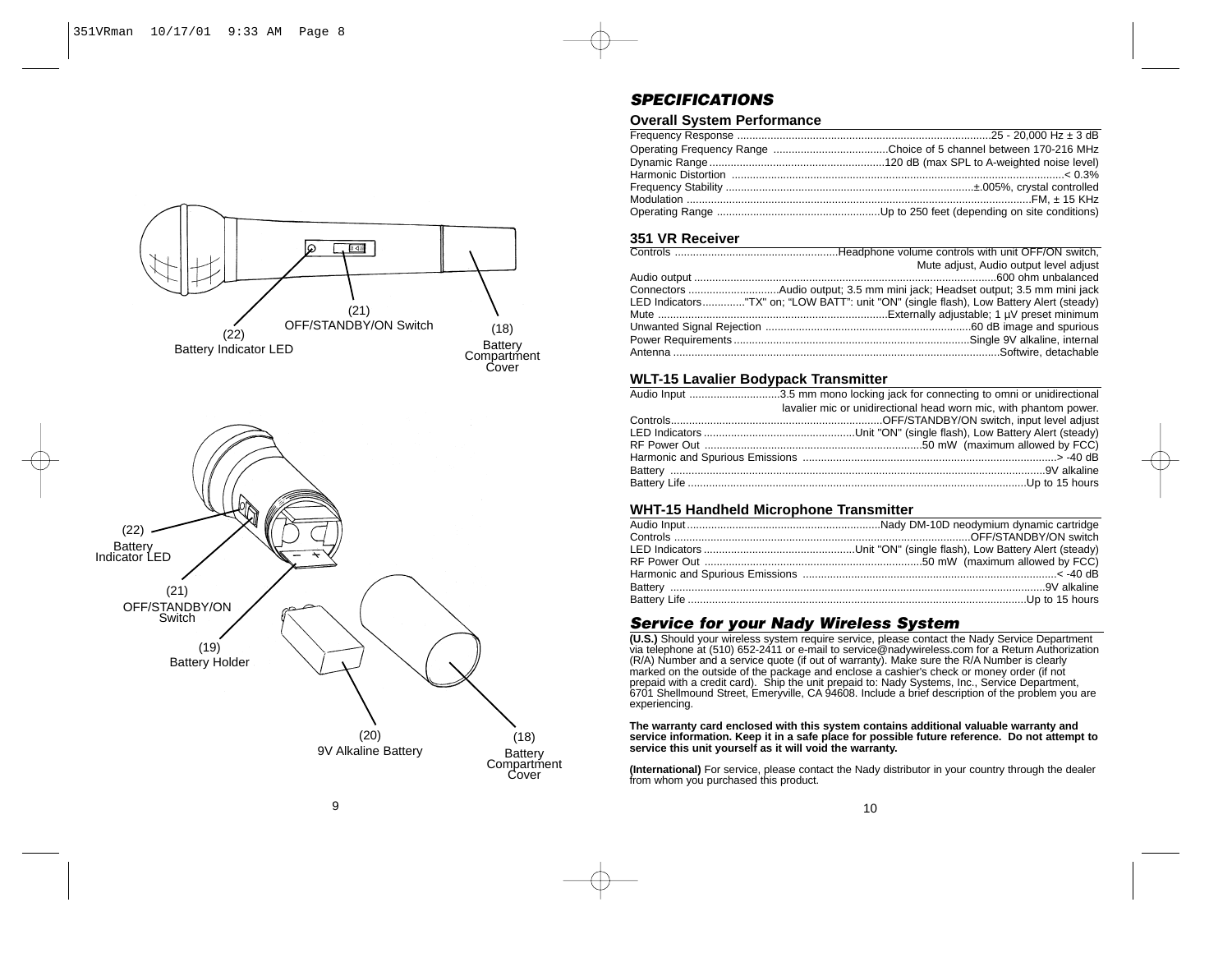(22) Battery Indicator LED

(21) OFF/STANDBY/ON Switch

(18) Battery Compartment Cover

(22) Battery Indicator LED

(21) OFF/STANDBY/ON Switch

(19) Battery Holder

(20) 9V Alkaline Battery

(18) Battery Compartment Cover

## *SPECIFICATIONS*

### Overall System Performance

| | |
|---|---|
| Frequency Response | 25 - 20,000 Hz ± 3 dB |
| Operating Frequency Range | Choice of 5 channel between 170-216 MHz |
| Dynamic Range | 120 dB (max SPL to A-weighted noise level) |
| Harmonic Distortion | < 0.3% |
| Frequency Stability | ±.005%, crystal controlled |
| Modulation | FM, ± 15 KHz |
| Operating Range | Up to 250 feet (depending on site conditions) |

### 351 VR Receiver

| | |
|---|---|
| Controls | Headphone volume controls with unit OFF/ON switch, Mute adjust, Audio output level adjust |
| Audio output | 600 ohm unbalanced |
| Connectors | Audio output; 3.5 mm mini jack; Headset output; 3.5 mm mini jack |
| LED Indicators | "TX" on; "LOW BATT": unit "ON" (single flash), Low Battery Alert (steady) |
| Mute | Externally adjustable; 1 µV preset minimum |
| Unwanted Signal Rejection | 60 dB image and spurious |
| Power Requirements | Single 9V alkaline, internal |
| Antenna | Softwire, detachable |

### WLT-15 Lavalier Bodypack Transmitter

| | |
|---|---|
| Audio Input | 3.5 mm mono locking jack for connecting to omni or unidirectional lavalier mic or unidirectional head worn mic, with phantom power. |
| Controls | OFF/STANDBY/ON switch, input level adjust |
| LED Indicators | Unit "ON" (single flash), Low Battery Alert (steady) |
| RF Power Out | 50 mW (maximum allowed by FCC) |
| Harmonic and Spurious Emissions | > -40 dB |
| Battery | 9V alkaline |
| Battery Life | Up to 15 hours |

### WHT-15 Handheld Microphone Transmitter

| | |
|---|---|
| Audio Input | Nady DM-10D neodymium dynamic cartridge |
| Controls | OFF/STANDBY/ON switch |
| LED Indicators | Unit "ON" (single flash), Low Battery Alert (steady) |
| RF Power Out | 50 mW (maximum allowed by FCC) |
| Harmonic and Spurious Emissions | < -40 dB |
| Battery | 9V alkaline |
| Battery Life | Up to 15 hours |

## *Service for your Nady Wireless System*

**(U.S.)** Should your wireless system require service, please contact the Nady Service Department via telephone at (510) 652-2411 or e-mail to service@nadywireless.com for a Return Authorization (R/A) Number and a service quote (if out of warranty). Make sure the R/A Number is clearly marked on the outside of the package and enclose a cashier's check or money order (if not prepaid with a credit card). Ship the unit prepaid to: Nady Systems, Inc., Service Department, 6701 Shellmound Street, Emeryville, CA 94608. Include a brief description of the problem you are experiencing.

**The warranty card enclosed with this system contains additional valuable warranty and service information. Keep it in a safe place for possible future reference. Do not attempt to service this unit yourself as it will void the warranty.**

**(International)** For service, please contact the Nady distributor in your country through the dealer from whom you purchased this product.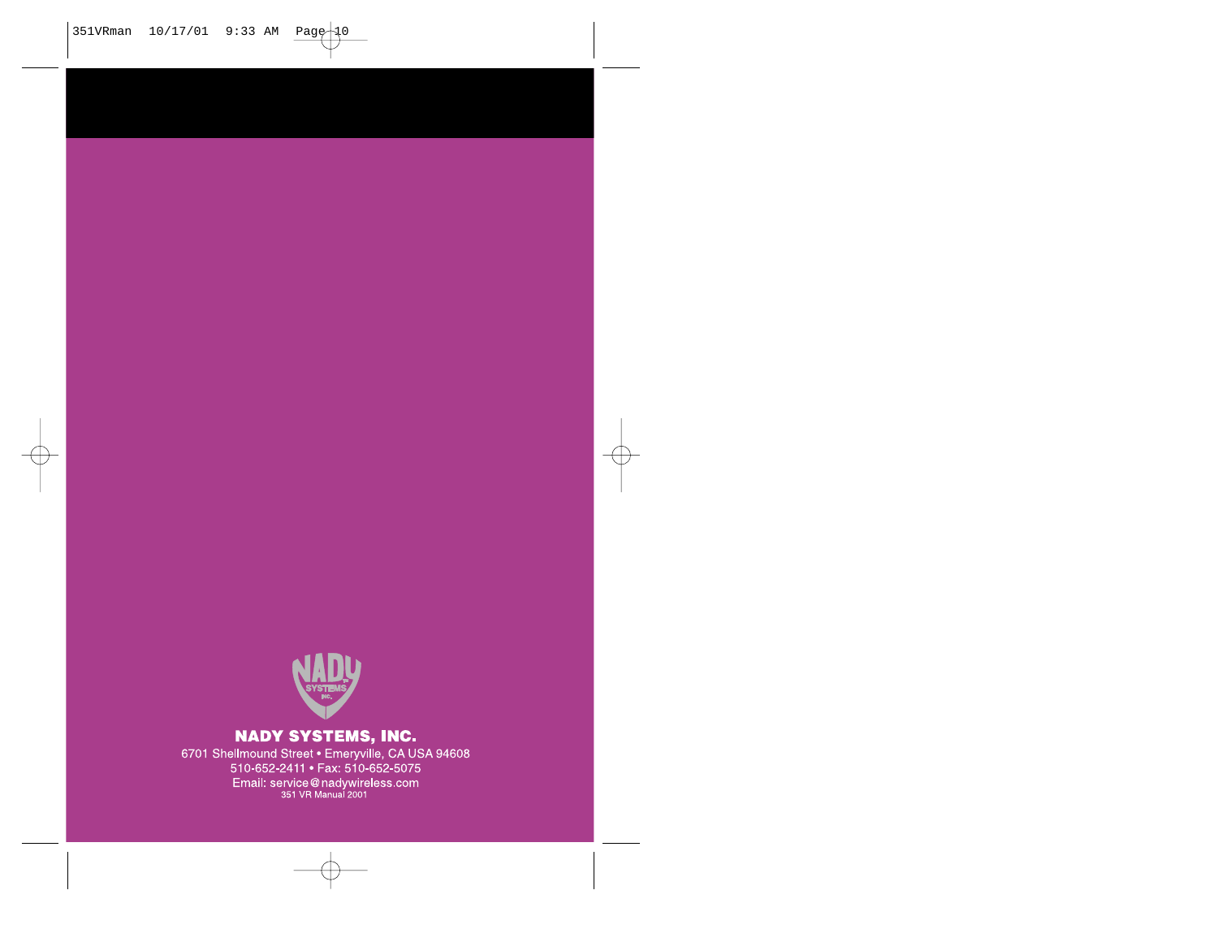**NADY SYSTEMS, INC.**

6701 Shellmound Street • Emeryville, CA USA 94608

510-652-2411 • Fax: 510-652-5075

Email: service@nadywireless.com

351 VR Manual 2001